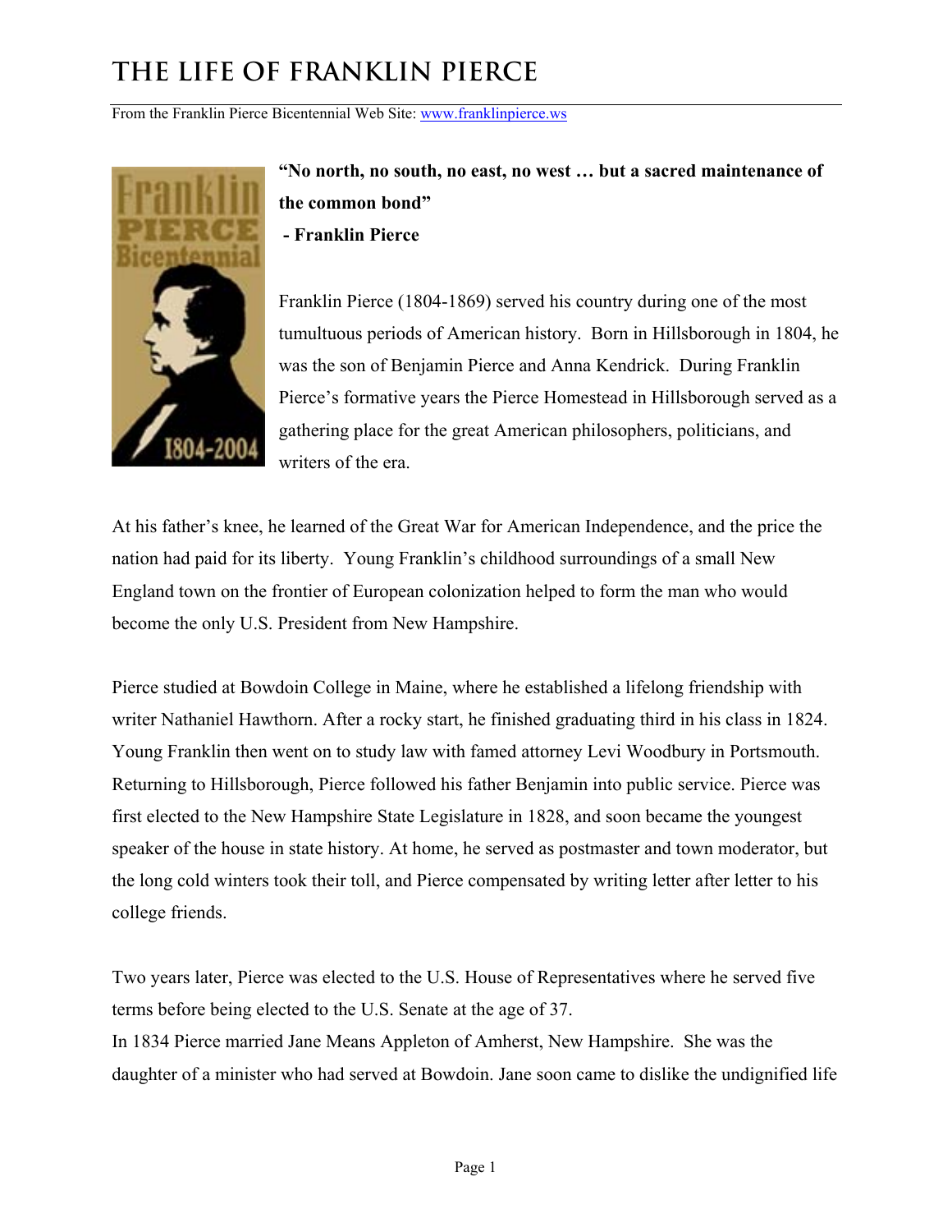# THE LIFE OF FRANKLIN PIERCE

From the Franklin Pierce Bicentennial Web Site: www.franklinpierce.ws

**"No north, no south, no east, no west … but a sacred maintenance of the common bond"**
**- Franklin Pierce**

Franklin Pierce (1804-1869) served his country during one of the most tumultuous periods of American history. Born in Hillsborough in 1804, he was the son of Benjamin Pierce and Anna Kendrick. During Franklin Pierce's formative years the Pierce Homestead in Hillsborough served as a gathering place for the great American philosophers, politicians, and writers of the era.

At his father's knee, he learned of the Great War for American Independence, and the price the nation had paid for its liberty. Young Franklin's childhood surroundings of a small New England town on the frontier of European colonization helped to form the man who would become the only U.S. President from New Hampshire.

Pierce studied at Bowdoin College in Maine, where he established a lifelong friendship with writer Nathaniel Hawthorn. After a rocky start, he finished graduating third in his class in 1824. Young Franklin then went on to study law with famed attorney Levi Woodbury in Portsmouth. Returning to Hillsborough, Pierce followed his father Benjamin into public service. Pierce was first elected to the New Hampshire State Legislature in 1828, and soon became the youngest speaker of the house in state history. At home, he served as postmaster and town moderator, but the long cold winters took their toll, and Pierce compensated by writing letter after letter to his college friends.

Two years later, Pierce was elected to the U.S. House of Representatives where he served five terms before being elected to the U.S. Senate at the age of 37.

In 1834 Pierce married Jane Means Appleton of Amherst, New Hampshire. She was the daughter of a minister who had served at Bowdoin. Jane soon came to dislike the undignified life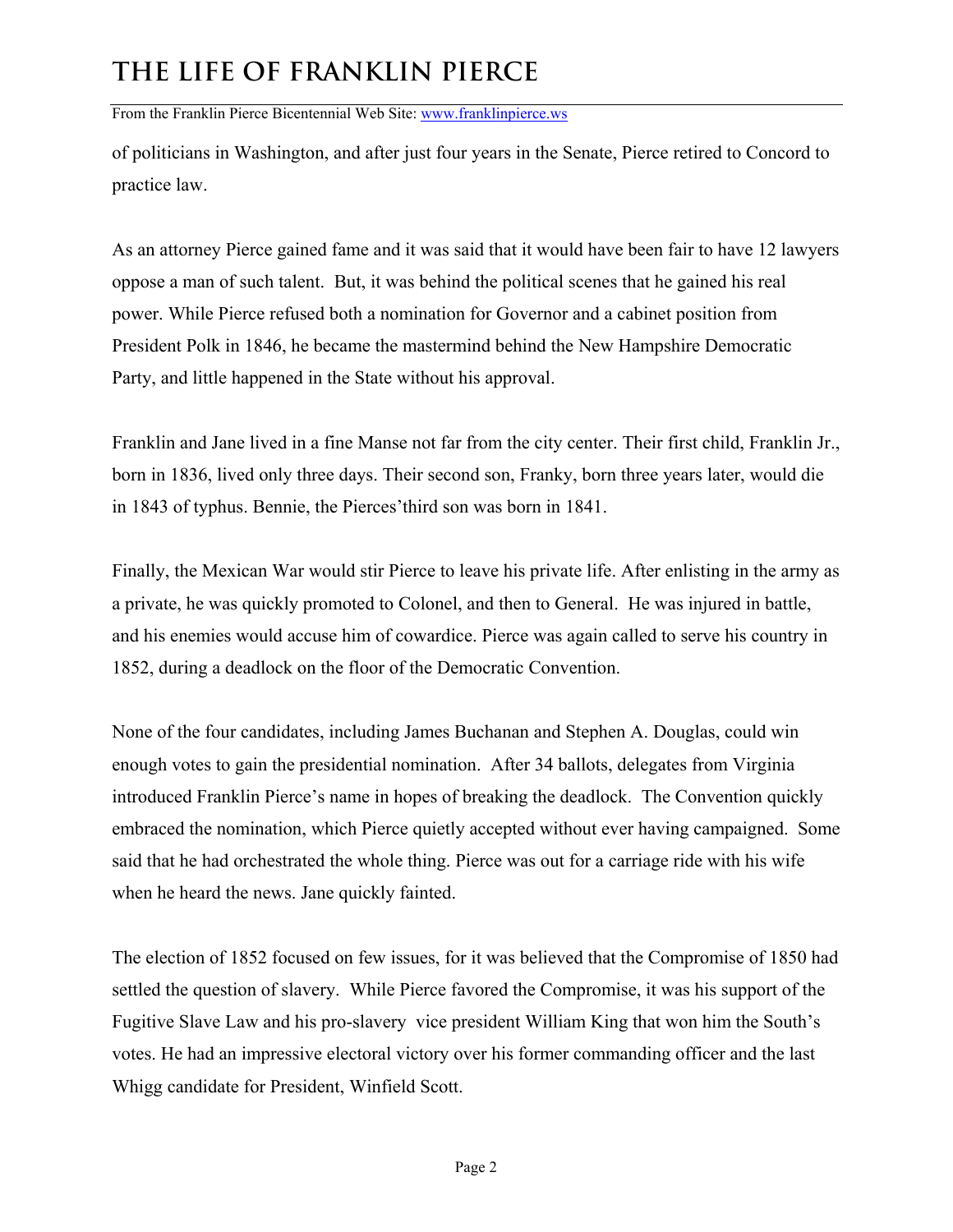of politicians in Washington, and after just four years in the Senate, Pierce retired to Concord to practice law.

As an attorney Pierce gained fame and it was said that it would have been fair to have 12 lawyers oppose a man of such talent. But, it was behind the political scenes that he gained his real power. While Pierce refused both a nomination for Governor and a cabinet position from President Polk in 1846, he became the mastermind behind the New Hampshire Democratic Party, and little happened in the State without his approval.

Franklin and Jane lived in a fine Manse not far from the city center. Their first child, Franklin Jr., born in 1836, lived only three days. Their second son, Franky, born three years later, would die in 1843 of typhus. Bennie, the Pierces'third son was born in 1841.

Finally, the Mexican War would stir Pierce to leave his private life. After enlisting in the army as a private, he was quickly promoted to Colonel, and then to General. He was injured in battle, and his enemies would accuse him of cowardice. Pierce was again called to serve his country in 1852, during a deadlock on the floor of the Democratic Convention.

None of the four candidates, including James Buchanan and Stephen A. Douglas, could win enough votes to gain the presidential nomination. After 34 ballots, delegates from Virginia introduced Franklin Pierce's name in hopes of breaking the deadlock. The Convention quickly embraced the nomination, which Pierce quietly accepted without ever having campaigned. Some said that he had orchestrated the whole thing. Pierce was out for a carriage ride with his wife when he heard the news. Jane quickly fainted.

The election of 1852 focused on few issues, for it was believed that the Compromise of 1850 had settled the question of slavery. While Pierce favored the Compromise, it was his support of the Fugitive Slave Law and his pro-slavery vice president William King that won him the South's votes. He had an impressive electoral victory over his former commanding officer and the last Whigg candidate for President, Winfield Scott.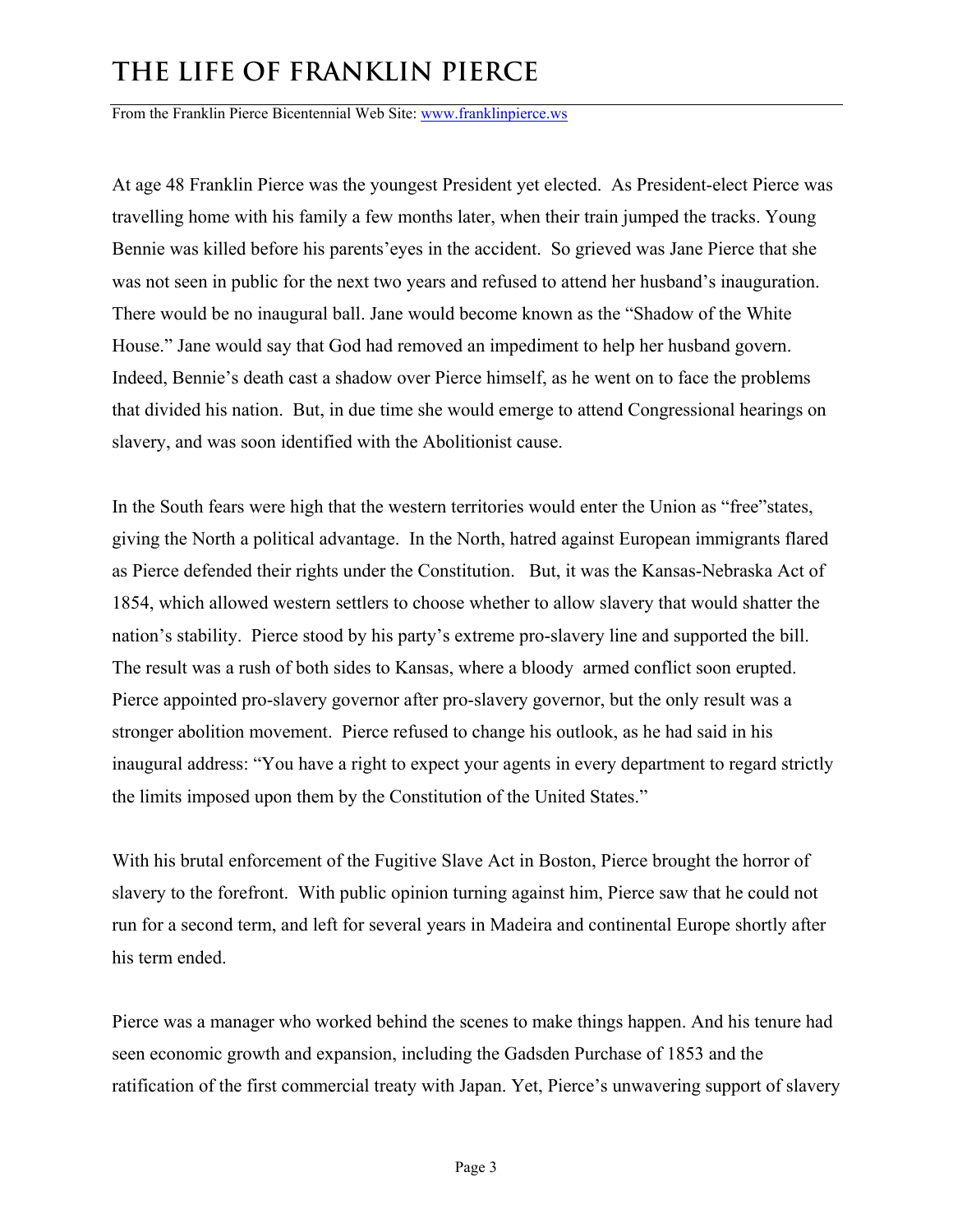At age 48 Franklin Pierce was the youngest President yet elected. As President-elect Pierce was travelling home with his family a few months later, when their train jumped the tracks. Young Bennie was killed before his parents'eyes in the accident. So grieved was Jane Pierce that she was not seen in public for the next two years and refused to attend her husband's inauguration. There would be no inaugural ball. Jane would become known as the "Shadow of the White House." Jane would say that God had removed an impediment to help her husband govern. Indeed, Bennie's death cast a shadow over Pierce himself, as he went on to face the problems that divided his nation. But, in due time she would emerge to attend Congressional hearings on slavery, and was soon identified with the Abolitionist cause.

In the South fears were high that the western territories would enter the Union as "free"states, giving the North a political advantage. In the North, hatred against European immigrants flared as Pierce defended their rights under the Constitution. But, it was the Kansas-Nebraska Act of 1854, which allowed western settlers to choose whether to allow slavery that would shatter the nation's stability. Pierce stood by his party's extreme pro-slavery line and supported the bill. The result was a rush of both sides to Kansas, where a bloody armed conflict soon erupted. Pierce appointed pro-slavery governor after pro-slavery governor, but the only result was a stronger abolition movement. Pierce refused to change his outlook, as he had said in his inaugural address: "You have a right to expect your agents in every department to regard strictly the limits imposed upon them by the Constitution of the United States."

With his brutal enforcement of the Fugitive Slave Act in Boston, Pierce brought the horror of slavery to the forefront. With public opinion turning against him, Pierce saw that he could not run for a second term, and left for several years in Madeira and continental Europe shortly after his term ended.

Pierce was a manager who worked behind the scenes to make things happen. And his tenure had seen economic growth and expansion, including the Gadsden Purchase of 1853 and the ratification of the first commercial treaty with Japan. Yet, Pierce's unwavering support of slavery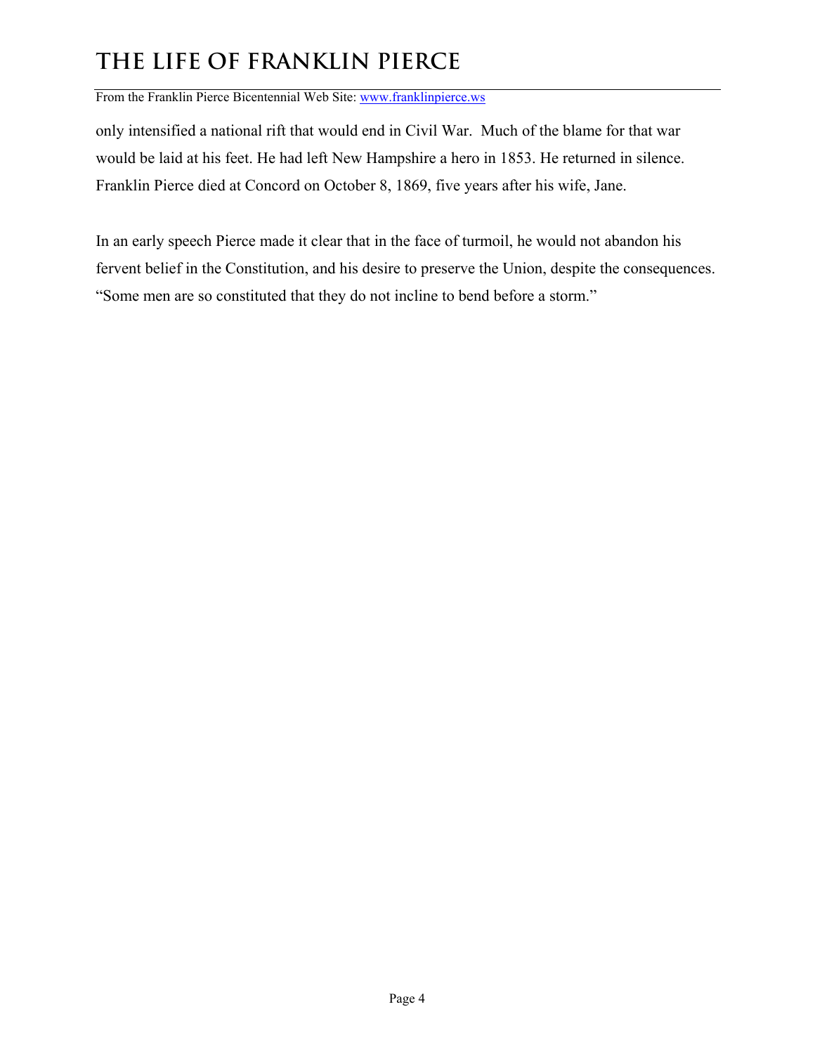only intensified a national rift that would end in Civil War. Much of the blame for that war would be laid at his feet. He had left New Hampshire a hero in 1853. He returned in silence. Franklin Pierce died at Concord on October 8, 1869, five years after his wife, Jane.

In an early speech Pierce made it clear that in the face of turmoil, he would not abandon his fervent belief in the Constitution, and his desire to preserve the Union, despite the consequences. "Some men are so constituted that they do not incline to bend before a storm."